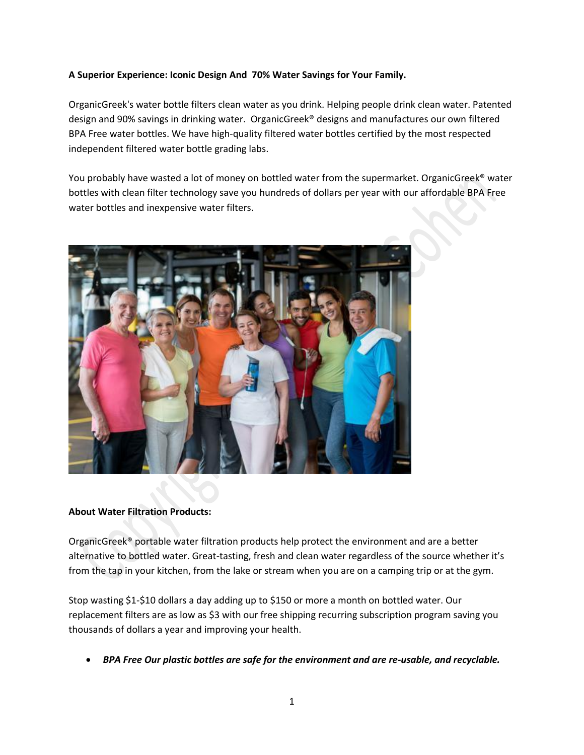**A Superior Experience: Iconic Design And 70% Water Savings for Your Family.**

OrganicGreek's water bottle filters clean water as you drink. Helping people drink clean water. Patented design and 90% savings in drinking water. OrganicGreek® designs and manufactures our own filtered BPA Free water bottles. We have high-quality filtered water bottles certified by the most respected independent filtered water bottle grading labs.

You probably have wasted a lot of money on bottled water from the supermarket. OrganicGreek® water bottles with clean filter technology save you hundreds of dollars per year with our affordable BPA Free water bottles and inexpensive water filters.

**About Water Filtration Products:**

OrganicGreek® portable water filtration products help protect the environment and are a better alternative to bottled water. Great-tasting, fresh and clean water regardless of the source whether it's from the tap in your kitchen, from the lake or stream when you are on a camping trip or at the gym.

Stop wasting $1-$10 dollars a day adding up to $150 or more a month on bottled water. Our replacement filters are as low as $3 with our free shipping recurring subscription program saving you thousands of dollars a year and improving your health.

- ***BPA Free Our plastic bottles are safe for the environment and are re-usable, and recyclable.***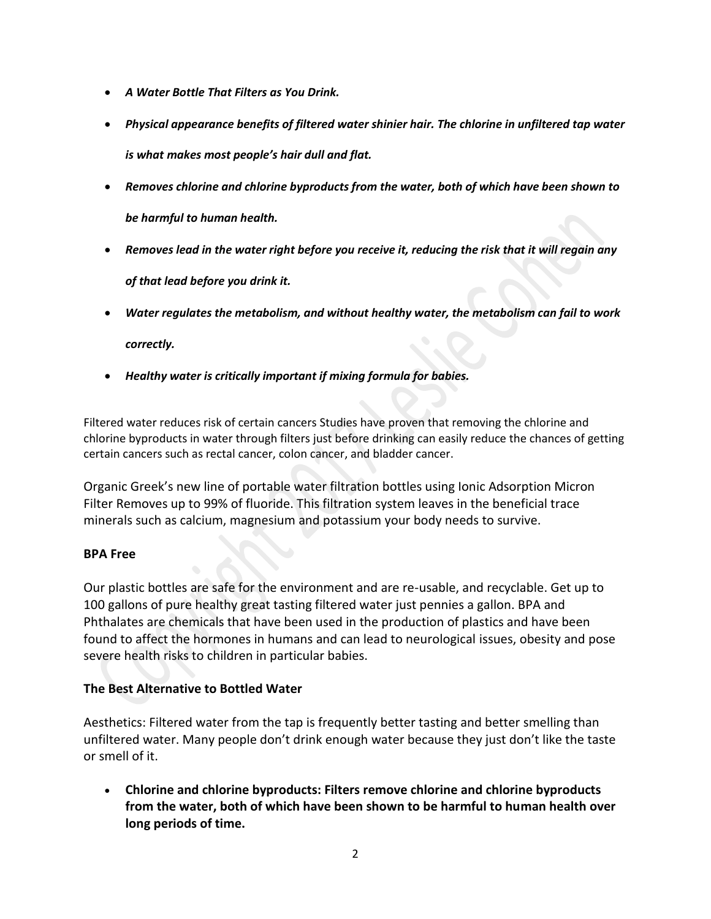- ***A Water Bottle That Filters as You Drink.***
- ***Physical appearance benefits of filtered water shinier hair. The chlorine in unfiltered tap water is what makes most people's hair dull and flat.***
- ***Removes chlorine and chlorine byproducts from the water, both of which have been shown to be harmful to human health.***
- ***Removes lead in the water right before you receive it, reducing the risk that it will regain any of that lead before you drink it.***
- ***Water regulates the metabolism, and without healthy water, the metabolism can fail to work correctly.***
- ***Healthy water is critically important if mixing formula for babies.***

Filtered water reduces risk of certain cancers Studies have proven that removing the chlorine and chlorine byproducts in water through filters just before drinking can easily reduce the chances of getting certain cancers such as rectal cancer, colon cancer, and bladder cancer.

Organic Greek's new line of portable water filtration bottles using Ionic Adsorption Micron Filter Removes up to 99% of fluoride. This filtration system leaves in the beneficial trace minerals such as calcium, magnesium and potassium your body needs to survive.

**BPA Free**

Our plastic bottles are safe for the environment and are re-usable, and recyclable. Get up to 100 gallons of pure healthy great tasting filtered water just pennies a gallon. BPA and Phthalates are chemicals that have been used in the production of plastics and have been found to affect the hormones in humans and can lead to neurological issues, obesity and pose severe health risks to children in particular babies.

**The Best Alternative to Bottled Water**

Aesthetics: Filtered water from the tap is frequently better tasting and better smelling than unfiltered water. Many people don't drink enough water because they just don't like the taste or smell of it.

- **Chlorine and chlorine byproducts: Filters remove chlorine and chlorine byproducts from the water, both of which have been shown to be harmful to human health over long periods of time.**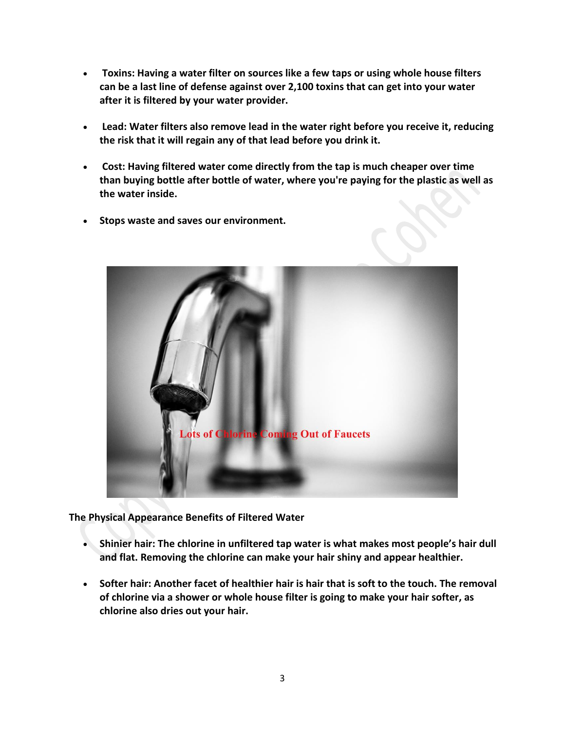- **Toxins: Having a water filter on sources like a few taps or using whole house filters can be a last line of defense against over 2,100 toxins that can get into your water after it is filtered by your water provider.**

- **Lead: Water filters also remove lead in the water right before you receive it, reducing the risk that it will regain any of that lead before you drink it.**

- **Cost: Having filtered water come directly from the tap is much cheaper over time than buying bottle after bottle of water, where you're paying for the plastic as well as the water inside.**

- **Stops waste and saves our environment.**

Lots of Chlorine Coming Out of Faucets

**The Physical Appearance Benefits of Filtered Water**

- **Shinier hair: The chlorine in unfiltered tap water is what makes most people's hair dull and flat. Removing the chlorine can make your hair shiny and appear healthier.**

- **Softer hair: Another facet of healthier hair is hair that is soft to the touch. The removal of chlorine via a shower or whole house filter is going to make your hair softer, as chlorine also dries out your hair.**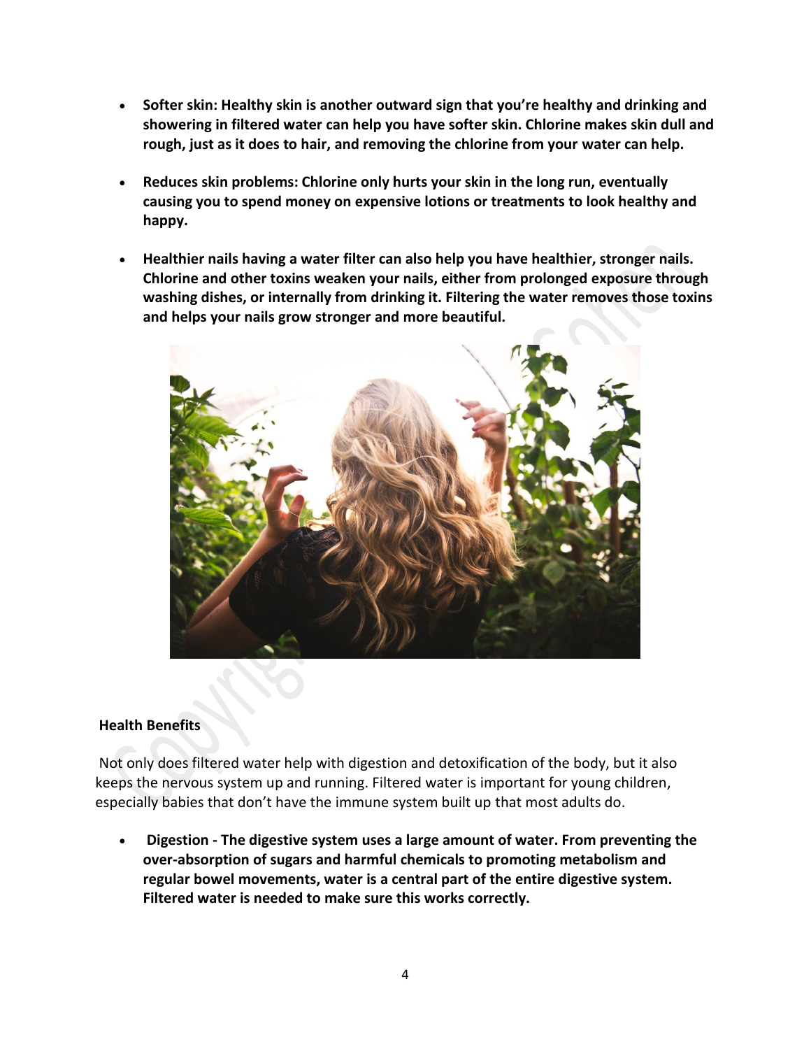- **Softer skin: Healthy skin is another outward sign that you're healthy and drinking and showering in filtered water can help you have softer skin. Chlorine makes skin dull and rough, just as it does to hair, and removing the chlorine from your water can help.**

- **Reduces skin problems: Chlorine only hurts your skin in the long run, eventually causing you to spend money on expensive lotions or treatments to look healthy and happy.**

- **Healthier nails having a water filter can also help you have healthier, stronger nails. Chlorine and other toxins weaken your nails, either from prolonged exposure through washing dishes, or internally from drinking it. Filtering the water removes those toxins and helps your nails grow stronger and more beautiful.**

**Health Benefits**

Not only does filtered water help with digestion and detoxification of the body, but it also keeps the nervous system up and running. Filtered water is important for young children, especially babies that don't have the immune system built up that most adults do.

- **Digestion - The digestive system uses a large amount of water. From preventing the over-absorption of sugars and harmful chemicals to promoting metabolism and regular bowel movements, water is a central part of the entire digestive system. Filtered water is needed to make sure this works correctly.**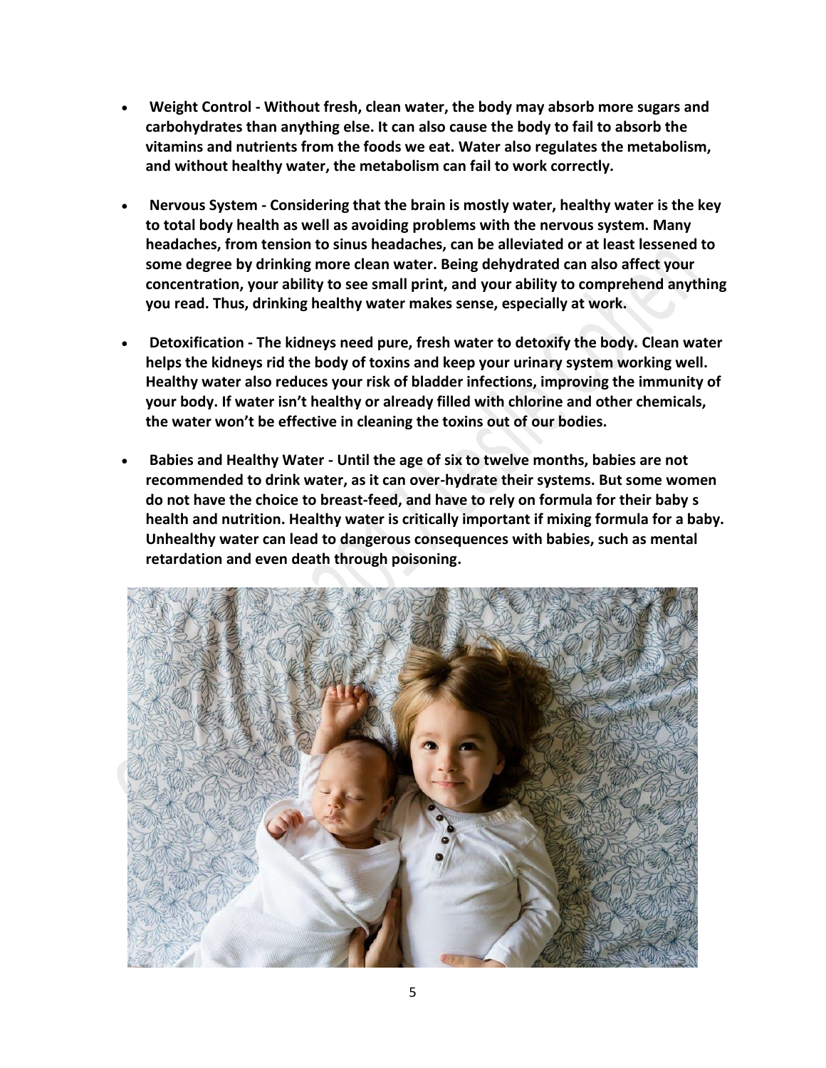- **Weight Control - Without fresh, clean water, the body may absorb more sugars and carbohydrates than anything else. It can also cause the body to fail to absorb the vitamins and nutrients from the foods we eat. Water also regulates the metabolism, and without healthy water, the metabolism can fail to work correctly.**

- **Nervous System - Considering that the brain is mostly water, healthy water is the key to total body health as well as avoiding problems with the nervous system. Many headaches, from tension to sinus headaches, can be alleviated or at least lessened to some degree by drinking more clean water. Being dehydrated can also affect your concentration, your ability to see small print, and your ability to comprehend anything you read. Thus, drinking healthy water makes sense, especially at work.**

- **Detoxification - The kidneys need pure, fresh water to detoxify the body. Clean water helps the kidneys rid the body of toxins and keep your urinary system working well. Healthy water also reduces your risk of bladder infections, improving the immunity of your body. If water isn't healthy or already filled with chlorine and other chemicals, the water won't be effective in cleaning the toxins out of our bodies.**

- **Babies and Healthy Water - Until the age of six to twelve months, babies are not recommended to drink water, as it can over-hydrate their systems. But some women do not have the choice to breast-feed, and have to rely on formula for their baby s health and nutrition. Healthy water is critically important if mixing formula for a baby. Unhealthy water can lead to dangerous consequences with babies, such as mental retardation and even death through poisoning.**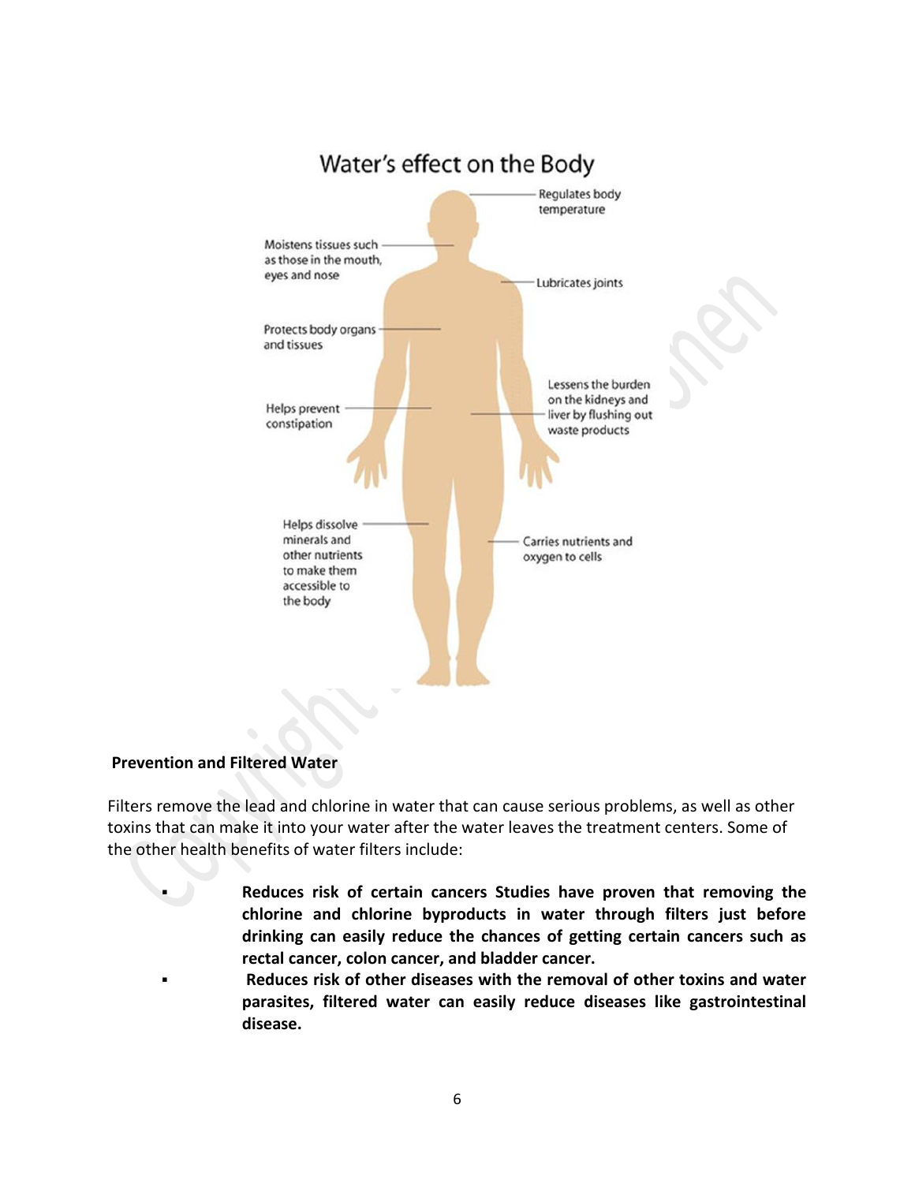## Water's effect on the Body

- Regulates body temperature
- Moistens tissues such as those in the mouth, eyes and nose
- Lubricates joints
- Protects body organs and tissues
- Helps prevent constipation
- Lessens the burden on the kidneys and liver by flushing out waste products
- Helps dissolve minerals and other nutrients to make them accessible to the body
- Carries nutrients and oxygen to cells

**Prevention and Filtered Water**

Filters remove the lead and chlorine in water that can cause serious problems, as well as other toxins that can make it into your water after the water leaves the treatment centers. Some of the other health benefits of water filters include:

- **Reduces risk of certain cancers Studies have proven that removing the chlorine and chlorine byproducts in water through filters just before drinking can easily reduce the chances of getting certain cancers such as rectal cancer, colon cancer, and bladder cancer.**
- **Reduces risk of other diseases with the removal of other toxins and water parasites, filtered water can easily reduce diseases like gastrointestinal disease.**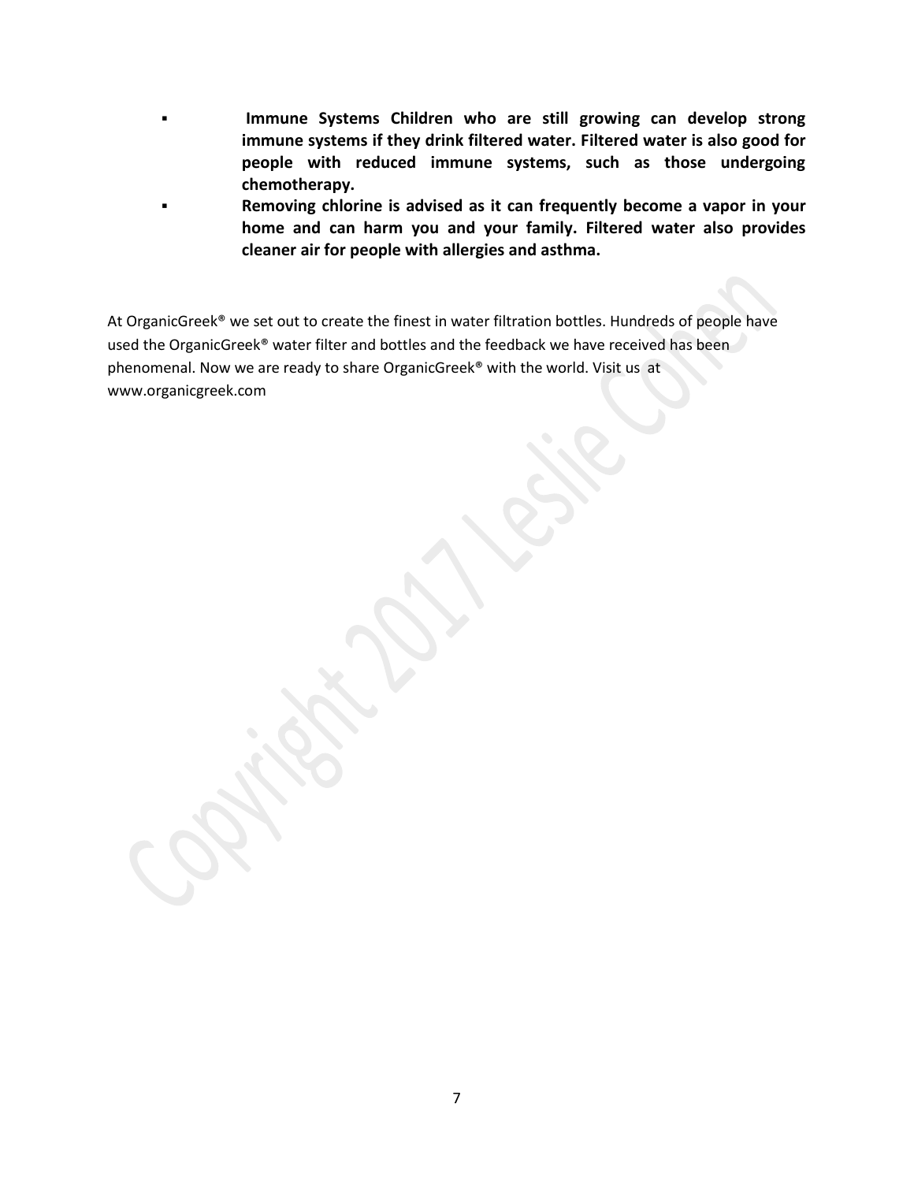- **Immune Systems Children who are still growing can develop strong immune systems if they drink filtered water. Filtered water is also good for people with reduced immune systems, such as those undergoing chemotherapy.**
- **Removing chlorine is advised as it can frequently become a vapor in your home and can harm you and your family. Filtered water also provides cleaner air for people with allergies and asthma.**

At OrganicGreek® we set out to create the finest in water filtration bottles. Hundreds of people have used the OrganicGreek® water filter and bottles and the feedback we have received has been phenomenal. Now we are ready to share OrganicGreek® with the world. Visit us at www.organicgreek.com